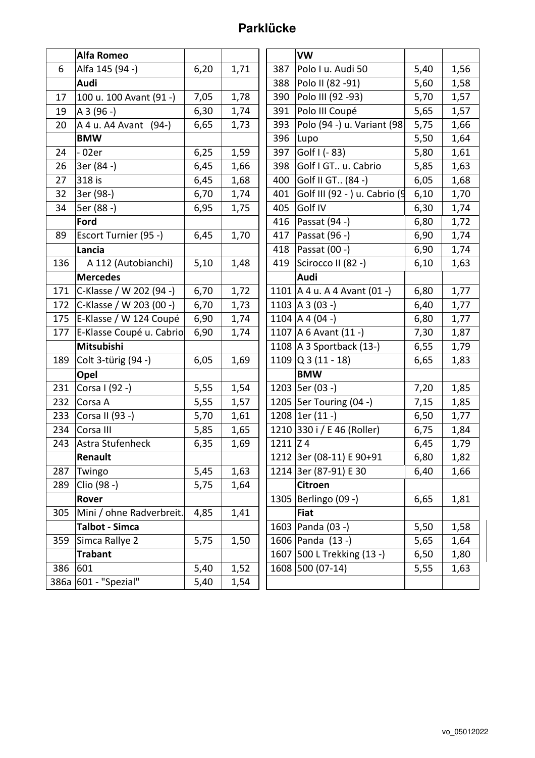# Parklücke

| | Alfa Romeo | | |
|---|---|---|---|
| 6 | Alfa 145 (94 -) | 6,20 | 1,71 |
| | **Audi** | | |
| 17 | 100 u. 100 Avant (91 -) | 7,05 | 1,78 |
| 19 | A 3 (96 -) | 6,30 | 1,74 |
| 20 | A 4 u. A4 Avant (94-) | 6,65 | 1,73 |
| | **BMW** | | |
| 24 | - 02er | 6,25 | 1,59 |
| 26 | 3er (84 -) | 6,45 | 1,66 |
| 27 | 318 is | 6,45 | 1,68 |
| 32 | 3er (98-) | 6,70 | 1,74 |
| 34 | 5er (88 -) | 6,95 | 1,75 |
| | **Ford** | | |
| 89 | Escort Turnier (95 -) | 6,45 | 1,70 |
| | **Lancia** | | |
| 136 | A 112 (Autobianchi) | 5,10 | 1,48 |
| | **Mercedes** | | |
| 171 | C-Klasse / W 202 (94 -) | 6,70 | 1,72 |
| 172 | C-Klasse / W 203 (00 -) | 6,70 | 1,73 |
| 175 | E-Klasse / W 124 Coupé | 6,90 | 1,74 |
| 177 | E-Klasse Coupé u. Cabrio | 6,90 | 1,74 |
| | **Mitsubishi** | | |
| 189 | Colt 3-türig (94 -) | 6,05 | 1,69 |
| | **Opel** | | |
| 231 | Corsa I (92 -) | 5,55 | 1,54 |
| 232 | Corsa A | 5,55 | 1,57 |
| 233 | Corsa II (93 -) | 5,70 | 1,61 |
| 234 | Corsa III | 5,85 | 1,65 |
| 243 | Astra Stufenheck | 6,35 | 1,69 |
| | **Renault** | | |
| 287 | Twingo | 5,45 | 1,63 |
| 289 | Clio (98 -) | 5,75 | 1,64 |
| | **Rover** | | |
| 305 | Mini / ohne Radverbreit. | 4,85 | 1,41 |
| | **Talbot - Simca** | | |
| 359 | Simca Rallye 2 | 5,75 | 1,50 |
| | **Trabant** | | |
| 386 | 601 | 5,40 | 1,52 |
| 386a | 601 - "Spezial" | 5,40 | 1,54 |

| | VW | | |
|---|---|---|---|
| 387 | Polo I u. Audi 50 | 5,40 | 1,56 |
| 388 | Polo II (82 -91) | 5,60 | 1,58 |
| 390 | Polo III (92 -93) | 5,70 | 1,57 |
| 391 | Polo III Coupé | 5,65 | 1,57 |
| 393 | Polo (94 -) u. Variant (98 | 5,75 | 1,66 |
| 396 | Lupo | 5,50 | 1,64 |
| 397 | Golf I (- 83) | 5,80 | 1,61 |
| 398 | Golf I GT.. u. Cabrio | 5,85 | 1,63 |
| 400 | Golf II GT.. (84 -) | 6,05 | 1,68 |
| 401 | Golf III (92 - ) u. Cabrio (9 | 6,10 | 1,70 |
| 405 | Golf IV | 6,30 | 1,74 |
| 416 | Passat (94 -) | 6,80 | 1,72 |
| 417 | Passat (96 -) | 6,90 | 1,74 |
| 418 | Passat (00 -) | 6,90 | 1,74 |
| 419 | Scirocco II (82 -) | 6,10 | 1,63 |
| | **Audi** | | |
| 1101 | A 4 u. A 4 Avant (01 -) | 6,80 | 1,77 |
| 1103 | A 3 (03 -) | 6,40 | 1,77 |
| 1104 | A 4 (04 -) | 6,80 | 1,77 |
| 1107 | A 6 Avant (11 -) | 7,30 | 1,87 |
| 1108 | A 3 Sportback (13-) | 6,55 | 1,79 |
| 1109 | Q 3 (11 - 18) | 6,65 | 1,83 |
| | **BMW** | | |
| 1203 | 5er (03 -) | 7,20 | 1,85 |
| 1205 | 5er Touring (04 -) | 7,15 | 1,85 |
| 1208 | 1er (11 -) | 6,50 | 1,77 |
| 1210 | 330 i / E 46 (Roller) | 6,75 | 1,84 |
| 1211 | Z 4 | 6,45 | 1,79 |
| 1212 | 3er (08-11) E 90+91 | 6,80 | 1,82 |
| 1214 | 3er (87-91) E 30 | 6,40 | 1,66 |
| | **Citroen** | | |
| 1305 | Berlingo (09 -) | 6,65 | 1,81 |
| | **Fiat** | | |
| 1603 | Panda (03 -) | 5,50 | 1,58 |
| 1606 | Panda (13 -) | 5,65 | 1,64 |
| 1607 | 500 L Trekking (13 -) | 6,50 | 1,80 |
| 1608 | 500 (07-14) | 5,55 | 1,63 |

vo_05012022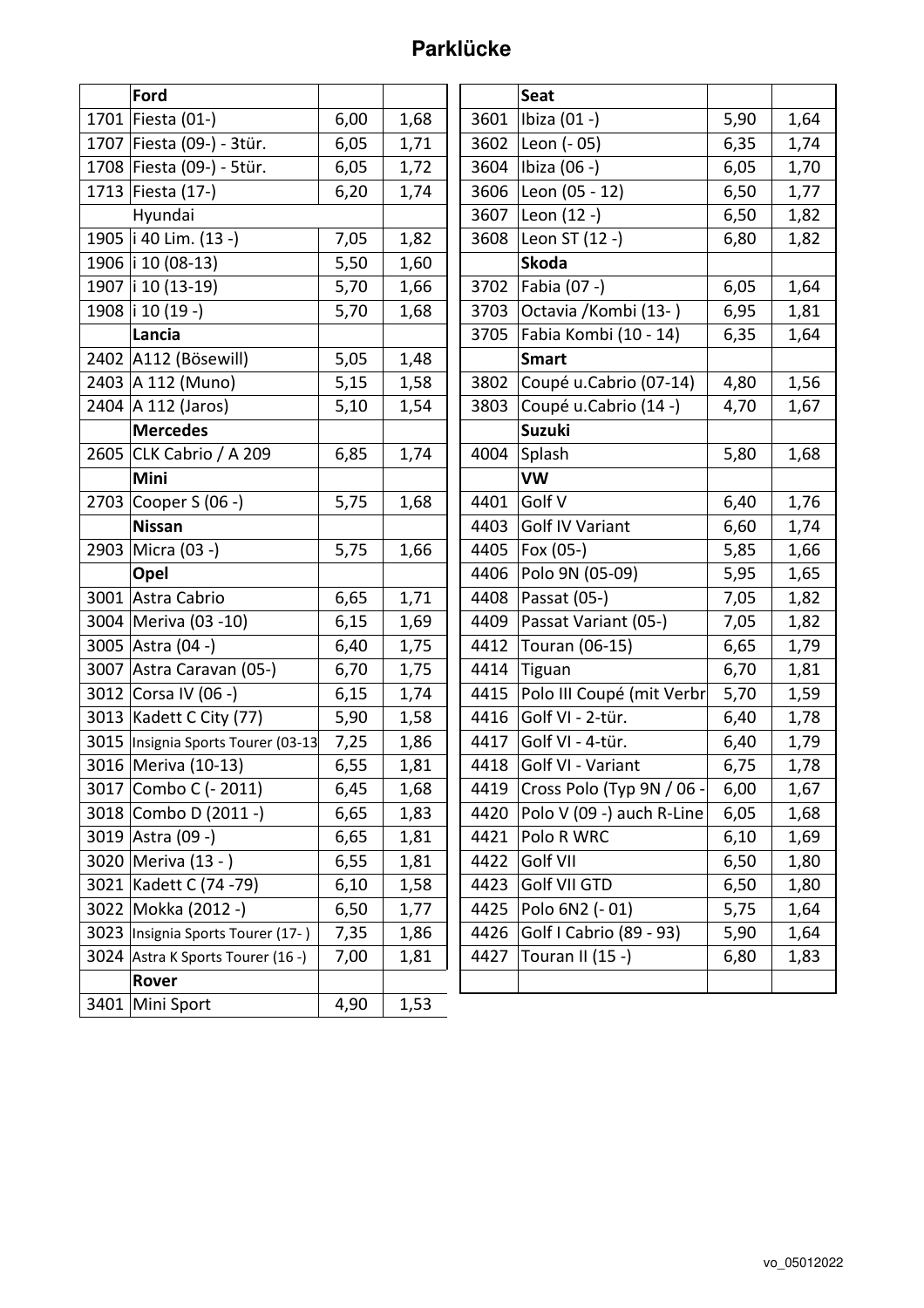# Parklücke

| | | | |
|---|---|---|---|
| | **Ford** | | |
| 1701 | Fiesta (01-) | 6,00 | 1,68 |
| 1707 | Fiesta (09-) - 3tür. | 6,05 | 1,71 |
| 1708 | Fiesta (09-) - 5tür. | 6,05 | 1,72 |
| 1713 | Fiesta (17-) | 6,20 | 1,74 |
| | Hyundai | | |
| 1905 | i 40 Lim. (13 -) | 7,05 | 1,82 |
| 1906 | i 10 (08-13) | 5,50 | 1,60 |
| 1907 | i 10 (13-19) | 5,70 | 1,66 |
| 1908 | i 10 (19 -) | 5,70 | 1,68 |
| | **Lancia** | | |
| 2402 | A112 (Bösewill) | 5,05 | 1,48 |
| 2403 | A 112 (Muno) | 5,15 | 1,58 |
| 2404 | A 112 (Jaros) | 5,10 | 1,54 |
| | **Mercedes** | | |
| 2605 | CLK Cabrio / A 209 | 6,85 | 1,74 |
| | **Mini** | | |
| 2703 | Cooper S (06 -) | 5,75 | 1,68 |
| | **Nissan** | | |
| 2903 | Micra (03 -) | 5,75 | 1,66 |
| | **Opel** | | |
| 3001 | Astra Cabrio | 6,65 | 1,71 |
| 3004 | Meriva (03 -10) | 6,15 | 1,69 |
| 3005 | Astra (04 -) | 6,40 | 1,75 |
| 3007 | Astra Caravan (05-) | 6,70 | 1,75 |
| 3012 | Corsa IV (06 -) | 6,15 | 1,74 |
| 3013 | Kadett C City (77) | 5,90 | 1,58 |
| 3015 | Insignia Sports Tourer (03-13 | 7,25 | 1,86 |
| 3016 | Meriva (10-13) | 6,55 | 1,81 |
| 3017 | Combo C (- 2011) | 6,45 | 1,68 |
| 3018 | Combo D (2011 -) | 6,65 | 1,83 |
| 3019 | Astra (09 -) | 6,65 | 1,81 |
| 3020 | Meriva (13 - ) | 6,55 | 1,81 |
| 3021 | Kadett C (74 -79) | 6,10 | 1,58 |
| 3022 | Mokka (2012 -) | 6,50 | 1,77 |
| 3023 | Insignia Sports Tourer (17- ) | 7,35 | 1,86 |
| 3024 | Astra K Sports Tourer (16 -) | 7,00 | 1,81 |
| | **Rover** | | |
| 3401 | Mini Sport | 4,90 | 1,53 |
| | **Seat** | | |
| 3601 | Ibiza (01 -) | 5,90 | 1,64 |
| 3602 | Leon (- 05) | 6,35 | 1,74 |
| 3604 | Ibiza (06 -) | 6,05 | 1,70 |
| 3606 | Leon (05 - 12) | 6,50 | 1,77 |
| 3607 | Leon (12 -) | 6,50 | 1,82 |
| 3608 | Leon ST (12 -) | 6,80 | 1,82 |
| | **Skoda** | | |
| 3702 | Fabia (07 -) | 6,05 | 1,64 |
| 3703 | Octavia /Kombi (13- ) | 6,95 | 1,81 |
| 3705 | Fabia Kombi (10 - 14) | 6,35 | 1,64 |
| | **Smart** | | |
| 3802 | Coupé u.Cabrio (07-14) | 4,80 | 1,56 |
| 3803 | Coupé u.Cabrio (14 -) | 4,70 | 1,67 |
| | **Suzuki** | | |
| 4004 | Splash | 5,80 | 1,68 |
| | **VW** | | |
| 4401 | Golf V | 6,40 | 1,76 |
| 4403 | Golf IV Variant | 6,60 | 1,74 |
| 4405 | Fox (05-) | 5,85 | 1,66 |
| 4406 | Polo 9N (05-09) | 5,95 | 1,65 |
| 4408 | Passat (05-) | 7,05 | 1,82 |
| 4409 | Passat Variant (05-) | 7,05 | 1,82 |
| 4412 | Touran (06-15) | 6,65 | 1,79 |
| 4414 | Tiguan | 6,70 | 1,81 |
| 4415 | Polo III Coupé (mit Verbr | 5,70 | 1,59 |
| 4416 | Golf VI - 2-tür. | 6,40 | 1,78 |
| 4417 | Golf VI - 4-tür. | 6,40 | 1,79 |
| 4418 | Golf VI - Variant | 6,75 | 1,78 |
| 4419 | Cross Polo (Typ 9N / 06 - | 6,00 | 1,67 |
| 4420 | Polo V (09 -) auch R-Line | 6,05 | 1,68 |
| 4421 | Polo R WRC | 6,10 | 1,69 |
| 4422 | Golf VII | 6,50 | 1,80 |
| 4423 | Golf VII GTD | 6,50 | 1,80 |
| 4425 | Polo 6N2 (- 01) | 5,75 | 1,64 |
| 4426 | Golf I Cabrio (89 - 93) | 5,90 | 1,64 |
| 4427 | Touran II (15 -) | 6,80 | 1,83 |

vo_05012022